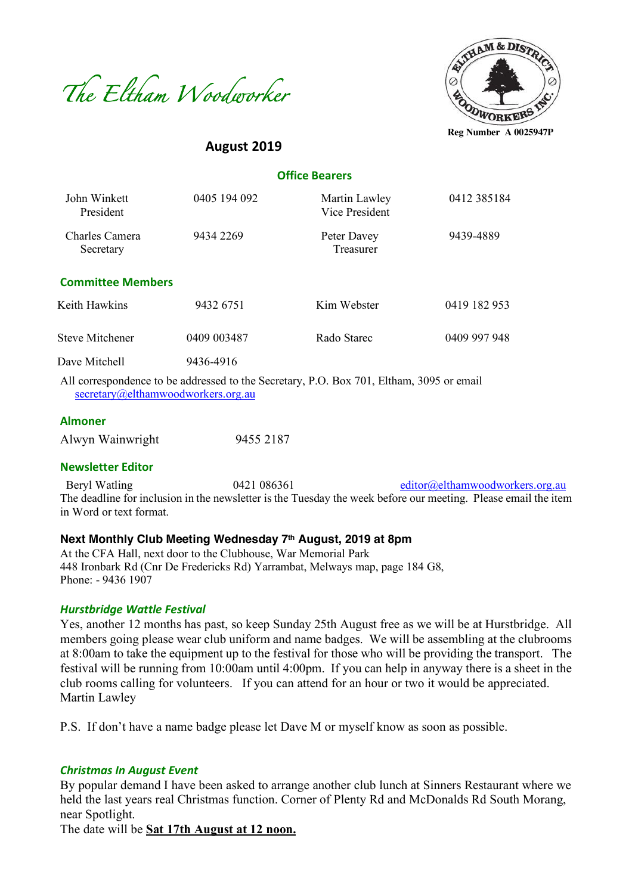# The Eltham Woodworker

Eltham & District Woodworkers Inc.

Reg Number A 0025947P

## August 2019

### Office Bearers

| | | | |
|---|---|---|---|
| John Winkett<br>President | 0405 194 092 | Martin Lawley<br>Vice President | 0412 385184 |
| Charles Camera<br>Secretary | 9434 2269 | Peter Davey<br>Treasurer | 9439-4889 |

### Committee Members

| | | | |
|---|---|---|---|
| Keith Hawkins | 9432 6751 | Kim Webster | 0419 182 953 |
| Steve Mitchener | 0409 003487 | Rado Starec | 0409 997 948 |
| Dave Mitchell | 9436-4916 | | |

All correspondence to be addressed to the Secretary, P.O. Box 701, Eltham, 3095 or email secretary@elthamwoodworkers.org.au

### Almoner

Alwyn Wainwright 9455 2187

### Newsletter Editor

Beryl Watling 0421 086361 editor@elthamwoodworkers.org.au

The deadline for inclusion in the newsletter is the Tuesday the week before our meeting. Please email the item in Word or text format.

**Next Monthly Club Meeting Wednesday 7th August, 2019 at 8pm**

At the CFA Hall, next door to the Clubhouse, War Memorial Park
448 Ironbark Rd (Cnr De Fredericks Rd) Yarrambat, Melways map, page 184 G8,
Phone: - 9436 1907

### *Hurstbridge Wattle Festival*

Yes, another 12 months has past, so keep Sunday 25th August free as we will be at Hurstbridge. All members going please wear club uniform and name badges. We will be assembling at the clubrooms at 8:00am to take the equipment up to the festival for those who will be providing the transport. The festival will be running from 10:00am until 4:00pm. If you can help in anyway there is a sheet in the club rooms calling for volunteers. If you can attend for an hour or two it would be appreciated.
Martin Lawley

P.S. If don't have a name badge please let Dave M or myself know as soon as possible.

### *Christmas In August Event*

By popular demand I have been asked to arrange another club lunch at Sinners Restaurant where we held the last years real Christmas function. Corner of Plenty Rd and McDonalds Rd South Morang, near Spotlight.
The date will be **Sat 17th August at 12 noon.**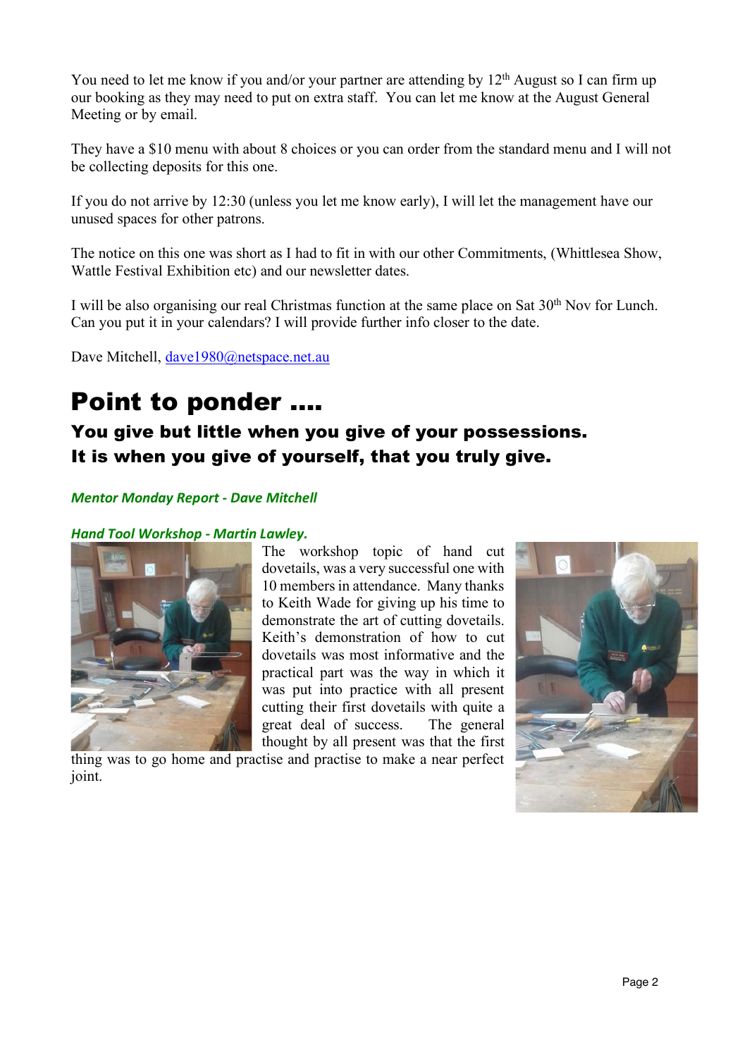You need to let me know if you and/or your partner are attending by 12th August so I can firm up our booking as they may need to put on extra staff.  You can let me know at the August General Meeting or by email.

They have a $10 menu with about 8 choices or you can order from the standard menu and I will not be collecting deposits for this one.

If you do not arrive by 12:30 (unless you let me know early), I will let the management have our unused spaces for other patrons.

The notice on this one was short as I had to fit in with our other Commitments, (Whittlesea Show, Wattle Festival Exhibition etc) and our newsletter dates.

I will be also organising our real Christmas function at the same place on Sat 30th Nov for Lunch. Can you put it in your calendars? I will provide further info closer to the date.

Dave Mitchell, dave1980@netspace.net.au

# Point to ponder ....

## You give but little when you give of your possessions. It is when you give of yourself, that you truly give.

***Mentor Monday Report - Dave Mitchell***

***Hand Tool Workshop - Martin Lawley.***

The workshop topic of hand cut dovetails, was a very successful one with 10 members in attendance.  Many thanks to Keith Wade for giving up his time to demonstrate the art of cutting dovetails. Keith's demonstration of how to cut dovetails was most informative and the practical part was the way in which it was put into practice with all present cutting their first dovetails with quite a great deal of success.   The general thought by all present was that the first thing was to go home and practise and practise to make a near perfect joint.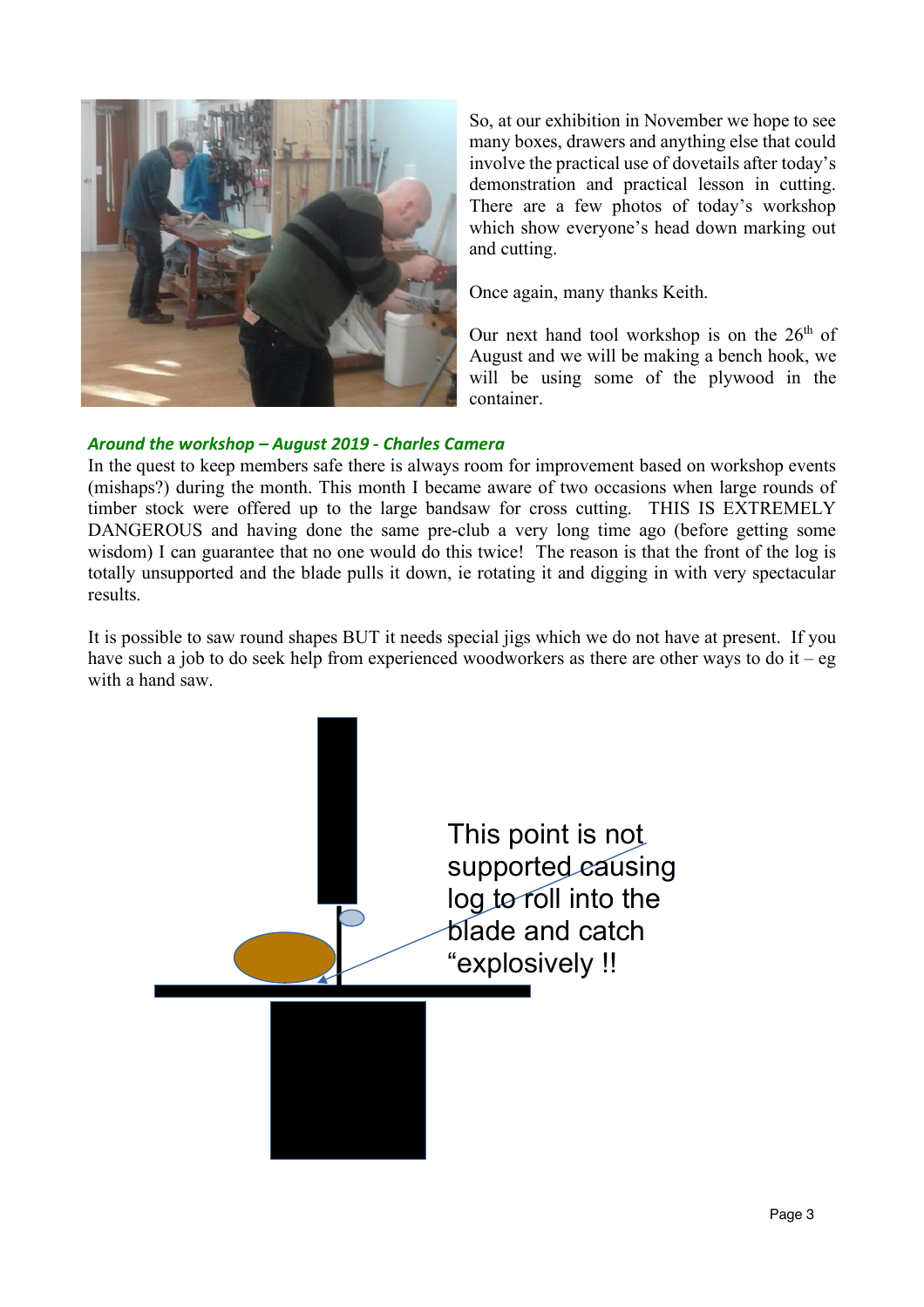So, at our exhibition in November we hope to see many boxes, drawers and anything else that could involve the practical use of dovetails after today's demonstration and practical lesson in cutting. There are a few photos of today's workshop which show everyone's head down marking out and cutting.

Once again, many thanks Keith.

Our next hand tool workshop is on the 26th of August and we will be making a bench hook, we will be using some of the plywood in the container.

### *Around the workshop – August 2019 - Charles Camera*

In the quest to keep members safe there is always room for improvement based on workshop events (mishaps?) during the month. This month I became aware of two occasions when large rounds of timber stock were offered up to the large bandsaw for cross cutting. THIS IS EXTREMELY DANGEROUS and having done the same pre-club a very long time ago (before getting some wisdom) I can guarantee that no one would do this twice! The reason is that the front of the log is totally unsupported and the blade pulls it down, ie rotating it and digging in with very spectacular results.

It is possible to saw round shapes BUT it needs special jigs which we do not have at present. If you have such a job to do seek help from experienced woodworkers as there are other ways to do it – eg with a hand saw.

This point is not supported causing log to roll into the blade and catch "explosively !!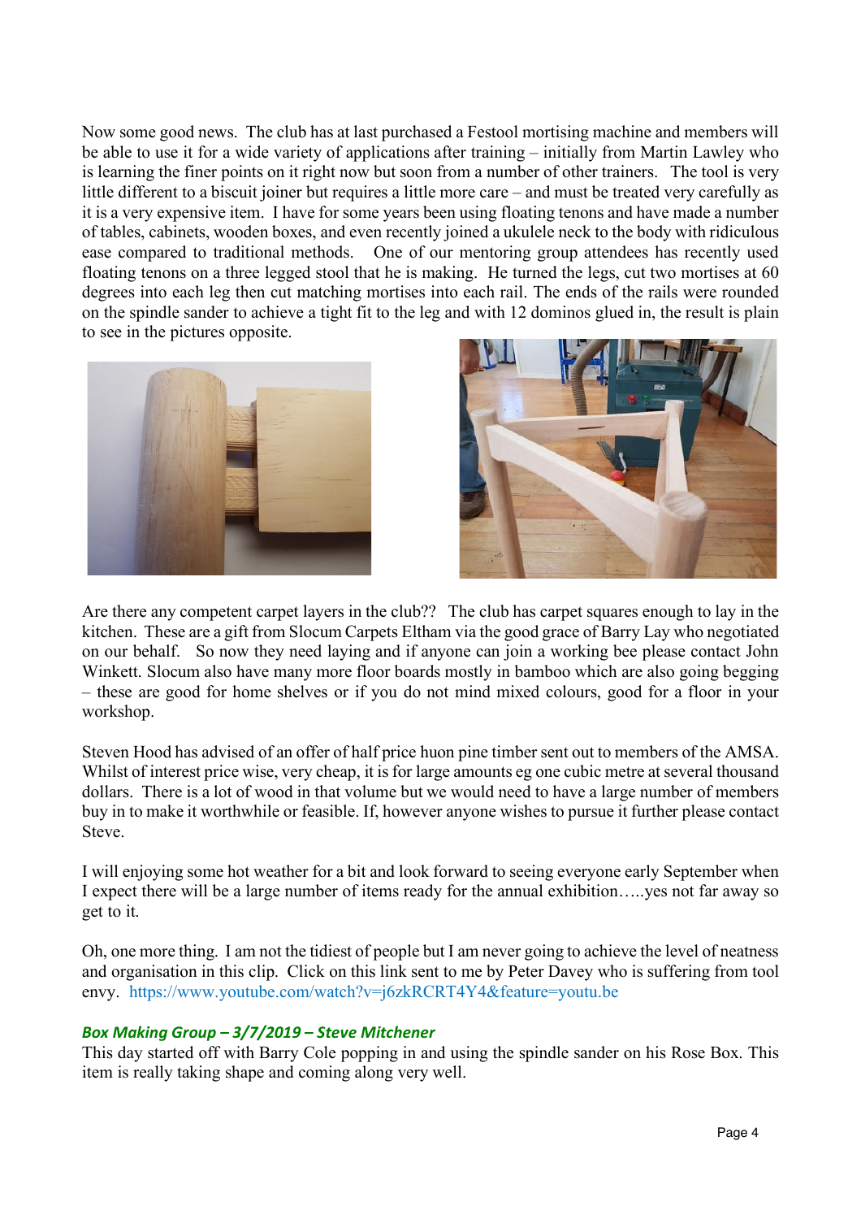Now some good news. The club has at last purchased a Festool mortising machine and members will be able to use it for a wide variety of applications after training – initially from Martin Lawley who is learning the finer points on it right now but soon from a number of other trainers. The tool is very little different to a biscuit joiner but requires a little more care – and must be treated very carefully as it is a very expensive item. I have for some years been using floating tenons and have made a number of tables, cabinets, wooden boxes, and even recently joined a ukulele neck to the body with ridiculous ease compared to traditional methods. One of our mentoring group attendees has recently used floating tenons on a three legged stool that he is making. He turned the legs, cut two mortises at 60 degrees into each leg then cut matching mortises into each rail. The ends of the rails were rounded on the spindle sander to achieve a tight fit to the leg and with 12 dominos glued in, the result is plain to see in the pictures opposite.

Are there any competent carpet layers in the club?? The club has carpet squares enough to lay in the kitchen. These are a gift from Slocum Carpets Eltham via the good grace of Barry Lay who negotiated on our behalf. So now they need laying and if anyone can join a working bee please contact John Winkett. Slocum also have many more floor boards mostly in bamboo which are also going begging – these are good for home shelves or if you do not mind mixed colours, good for a floor in your workshop.

Steven Hood has advised of an offer of half price huon pine timber sent out to members of the AMSA. Whilst of interest price wise, very cheap, it is for large amounts eg one cubic metre at several thousand dollars. There is a lot of wood in that volume but we would need to have a large number of members buy in to make it worthwhile or feasible. If, however anyone wishes to pursue it further please contact Steve.

I will enjoying some hot weather for a bit and look forward to seeing everyone early September when I expect there will be a large number of items ready for the annual exhibition…..yes not far away so get to it.

Oh, one more thing. I am not the tidiest of people but I am never going to achieve the level of neatness and organisation in this clip. Click on this link sent to me by Peter Davey who is suffering from tool envy. https://www.youtube.com/watch?v=j6zkRCRT4Y4&feature=youtu.be

### *Box Making Group – 3/7/2019 – Steve Mitchener*

This day started off with Barry Cole popping in and using the spindle sander on his Rose Box. This item is really taking shape and coming along very well.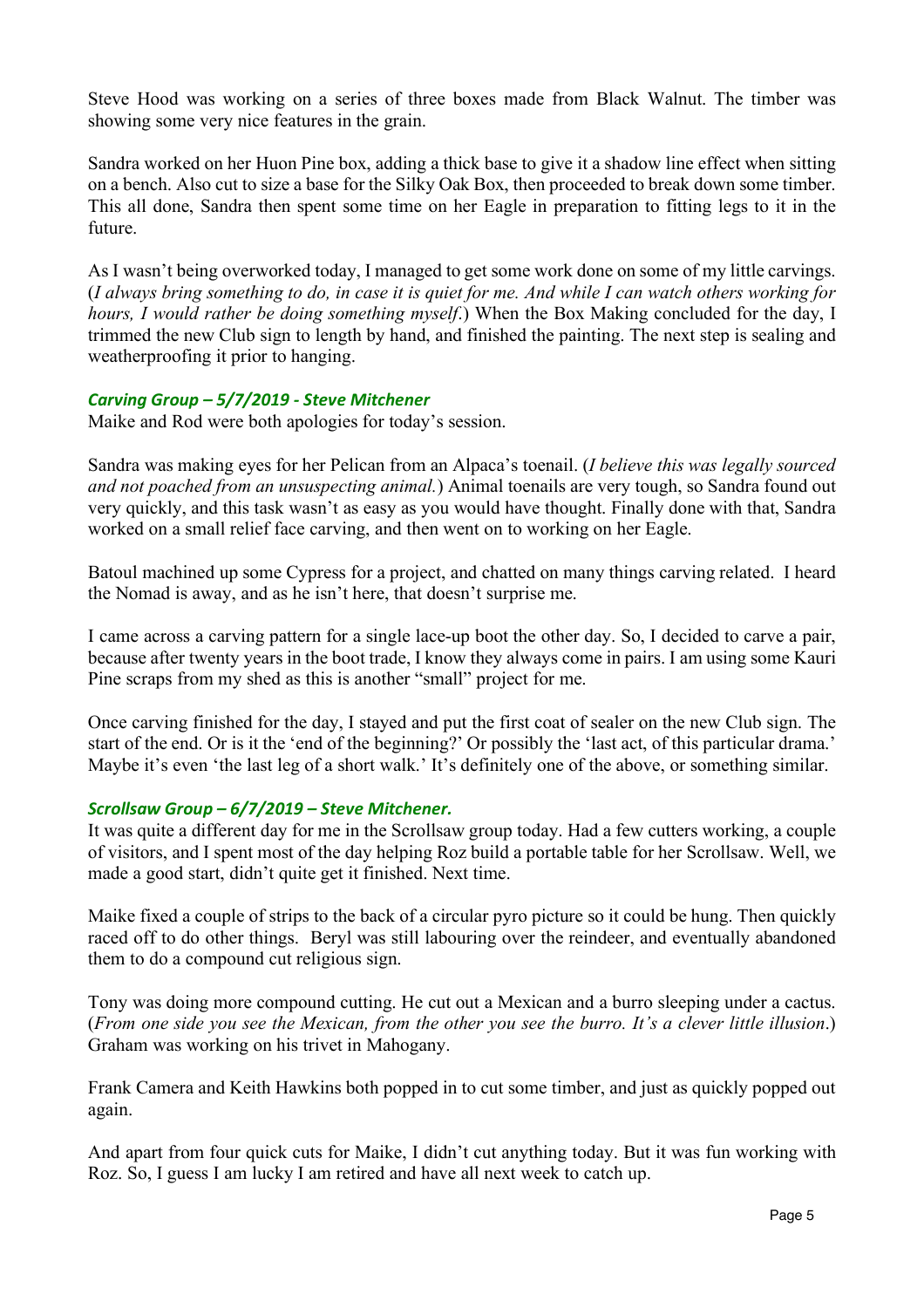Steve Hood was working on a series of three boxes made from Black Walnut. The timber was showing some very nice features in the grain.

Sandra worked on her Huon Pine box, adding a thick base to give it a shadow line effect when sitting on a bench. Also cut to size a base for the Silky Oak Box, then proceeded to break down some timber. This all done, Sandra then spent some time on her Eagle in preparation to fitting legs to it in the future.

As I wasn't being overworked today, I managed to get some work done on some of my little carvings. (*I always bring something to do, in case it is quiet for me. And while I can watch others working for hours, I would rather be doing something myself*.) When the Box Making concluded for the day, I trimmed the new Club sign to length by hand, and finished the painting. The next step is sealing and weatherproofing it prior to hanging.

### *Carving Group – 5/7/2019 - Steve Mitchener*

Maike and Rod were both apologies for today's session.

Sandra was making eyes for her Pelican from an Alpaca's toenail. (*I believe this was legally sourced and not poached from an unsuspecting animal.*) Animal toenails are very tough, so Sandra found out very quickly, and this task wasn't as easy as you would have thought. Finally done with that, Sandra worked on a small relief face carving, and then went on to working on her Eagle.

Batoul machined up some Cypress for a project, and chatted on many things carving related. I heard the Nomad is away, and as he isn't here, that doesn't surprise me.

I came across a carving pattern for a single lace-up boot the other day. So, I decided to carve a pair, because after twenty years in the boot trade, I know they always come in pairs. I am using some Kauri Pine scraps from my shed as this is another "small" project for me.

Once carving finished for the day, I stayed and put the first coat of sealer on the new Club sign. The start of the end. Or is it the 'end of the beginning?' Or possibly the 'last act, of this particular drama.' Maybe it's even 'the last leg of a short walk.' It's definitely one of the above, or something similar.

### *Scrollsaw Group – 6/7/2019 – Steve Mitchener.*

It was quite a different day for me in the Scrollsaw group today. Had a few cutters working, a couple of visitors, and I spent most of the day helping Roz build a portable table for her Scrollsaw. Well, we made a good start, didn't quite get it finished. Next time.

Maike fixed a couple of strips to the back of a circular pyro picture so it could be hung. Then quickly raced off to do other things. Beryl was still labouring over the reindeer, and eventually abandoned them to do a compound cut religious sign.

Tony was doing more compound cutting. He cut out a Mexican and a burro sleeping under a cactus. (*From one side you see the Mexican, from the other you see the burro. It's a clever little illusion*.) Graham was working on his trivet in Mahogany.

Frank Camera and Keith Hawkins both popped in to cut some timber, and just as quickly popped out again.

And apart from four quick cuts for Maike, I didn't cut anything today. But it was fun working with Roz. So, I guess I am lucky I am retired and have all next week to catch up.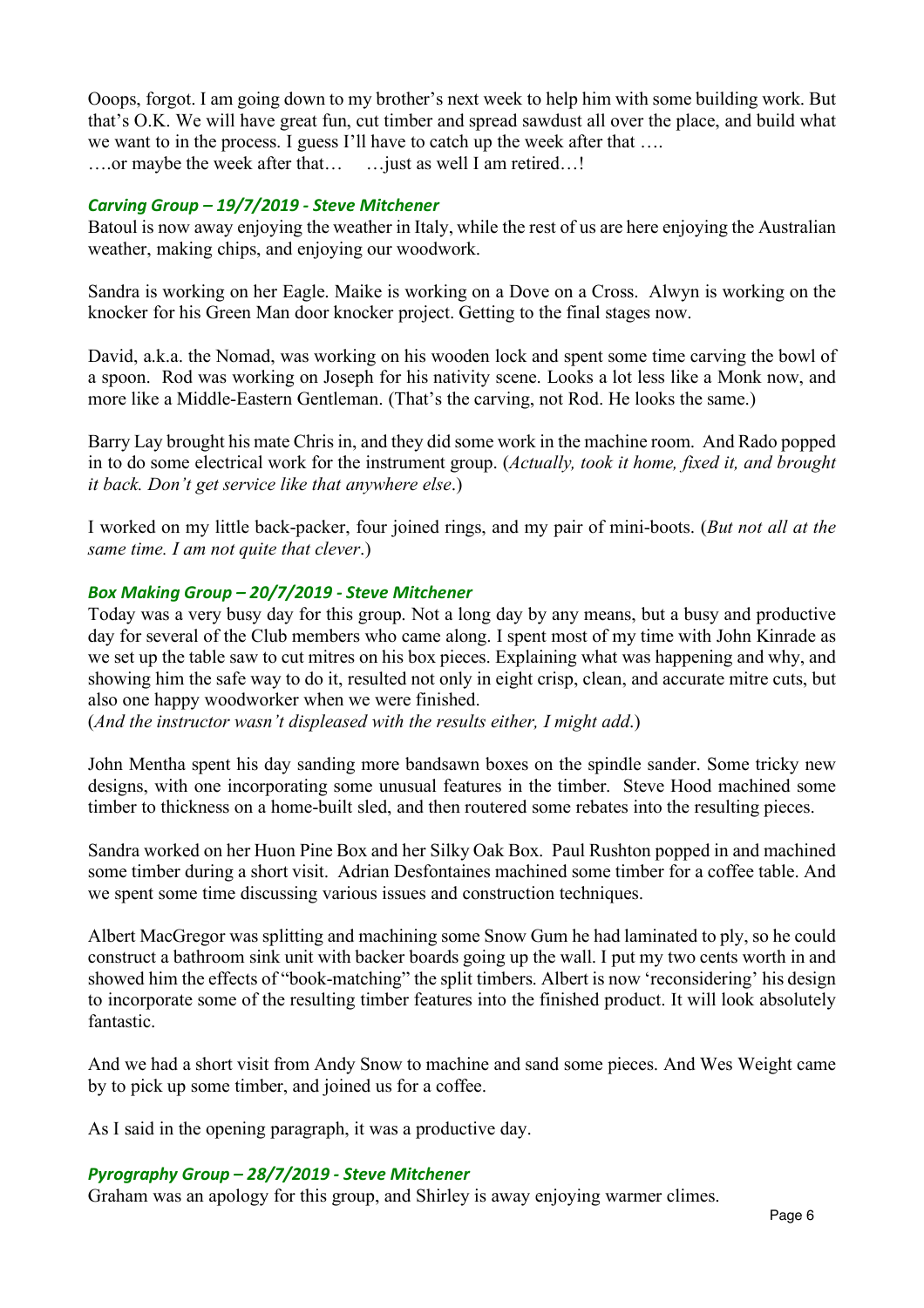Ooops, forgot. I am going down to my brother's next week to help him with some building work. But that's O.K. We will have great fun, cut timber and spread sawdust all over the place, and build what we want to in the process. I guess I'll have to catch up the week after that ….
….or maybe the week after that… …just as well I am retired…!

### *Carving Group – 19/7/2019 - Steve Mitchener*

Batoul is now away enjoying the weather in Italy, while the rest of us are here enjoying the Australian weather, making chips, and enjoying our woodwork.

Sandra is working on her Eagle. Maike is working on a Dove on a Cross. Alwyn is working on the knocker for his Green Man door knocker project. Getting to the final stages now.

David, a.k.a. the Nomad, was working on his wooden lock and spent some time carving the bowl of a spoon. Rod was working on Joseph for his nativity scene. Looks a lot less like a Monk now, and more like a Middle-Eastern Gentleman. (That's the carving, not Rod. He looks the same.)

Barry Lay brought his mate Chris in, and they did some work in the machine room. And Rado popped in to do some electrical work for the instrument group. (*Actually, took it home, fixed it, and brought it back. Don't get service like that anywhere else*.)

I worked on my little back-packer, four joined rings, and my pair of mini-boots. (*But not all at the same time. I am not quite that clever*.)

### *Box Making Group – 20/7/2019 - Steve Mitchener*

Today was a very busy day for this group. Not a long day by any means, but a busy and productive day for several of the Club members who came along. I spent most of my time with John Kinrade as we set up the table saw to cut mitres on his box pieces. Explaining what was happening and why, and showing him the safe way to do it, resulted not only in eight crisp, clean, and accurate mitre cuts, but also one happy woodworker when we were finished.
(*And the instructor wasn't displeased with the results either, I might add*.)

John Mentha spent his day sanding more bandsawn boxes on the spindle sander. Some tricky new designs, with one incorporating some unusual features in the timber. Steve Hood machined some timber to thickness on a home-built sled, and then routered some rebates into the resulting pieces.

Sandra worked on her Huon Pine Box and her Silky Oak Box. Paul Rushton popped in and machined some timber during a short visit. Adrian Desfontaines machined some timber for a coffee table. And we spent some time discussing various issues and construction techniques.

Albert MacGregor was splitting and machining some Snow Gum he had laminated to ply, so he could construct a bathroom sink unit with backer boards going up the wall. I put my two cents worth in and showed him the effects of "book-matching" the split timbers. Albert is now 'reconsidering' his design to incorporate some of the resulting timber features into the finished product. It will look absolutely fantastic.

And we had a short visit from Andy Snow to machine and sand some pieces. And Wes Weight came by to pick up some timber, and joined us for a coffee.

As I said in the opening paragraph, it was a productive day.

### *Pyrography Group – 28/7/2019 - Steve Mitchener*

Graham was an apology for this group, and Shirley is away enjoying warmer climes.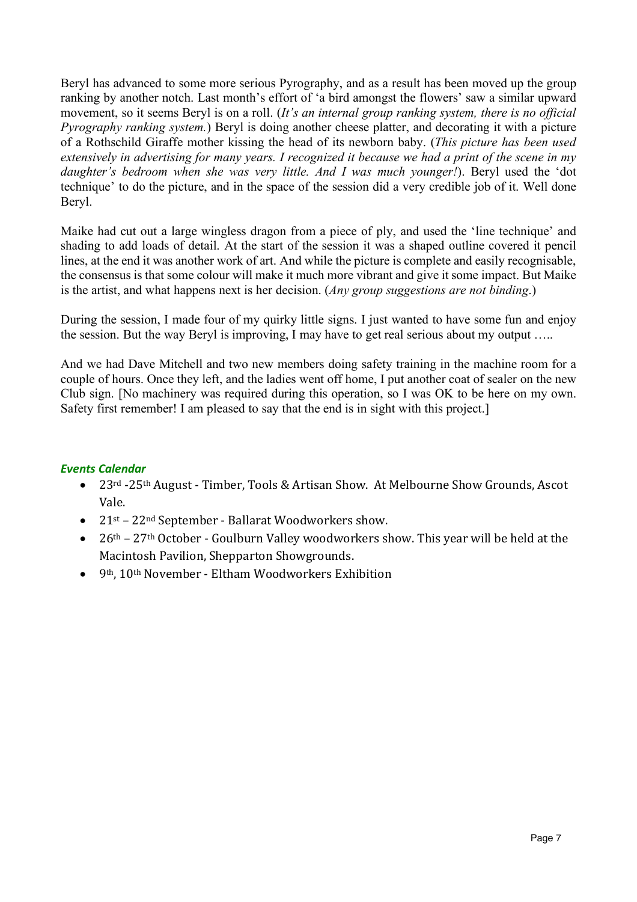Beryl has advanced to some more serious Pyrography, and as a result has been moved up the group ranking by another notch. Last month's effort of 'a bird amongst the flowers' saw a similar upward movement, so it seems Beryl is on a roll. (*It's an internal group ranking system, there is no official Pyrography ranking system.*) Beryl is doing another cheese platter, and decorating it with a picture of a Rothschild Giraffe mother kissing the head of its newborn baby. (*This picture has been used extensively in advertising for many years. I recognized it because we had a print of the scene in my daughter's bedroom when she was very little. And I was much younger!*). Beryl used the 'dot technique' to do the picture, and in the space of the session did a very credible job of it. Well done Beryl.

Maike had cut out a large wingless dragon from a piece of ply, and used the 'line technique' and shading to add loads of detail. At the start of the session it was a shaped outline covered it pencil lines, at the end it was another work of art. And while the picture is complete and easily recognisable, the consensus is that some colour will make it much more vibrant and give it some impact. But Maike is the artist, and what happens next is her decision. (*Any group suggestions are not binding*.)

During the session, I made four of my quirky little signs. I just wanted to have some fun and enjoy the session. But the way Beryl is improving, I may have to get real serious about my output …..

And we had Dave Mitchell and two new members doing safety training in the machine room for a couple of hours. Once they left, and the ladies went off home, I put another coat of sealer on the new Club sign. [No machinery was required during this operation, so I was OK to be here on my own. Safety first remember! I am pleased to say that the end is in sight with this project.]

### *Events Calendar*

- 23rd -25th August - Timber, Tools & Artisan Show. At Melbourne Show Grounds, Ascot Vale.
- 21st – 22nd September - Ballarat Woodworkers show.
- 26th – 27th October - Goulburn Valley woodworkers show. This year will be held at the Macintosh Pavilion, Shepparton Showgrounds.
- 9th, 10th November - Eltham Woodworkers Exhibition